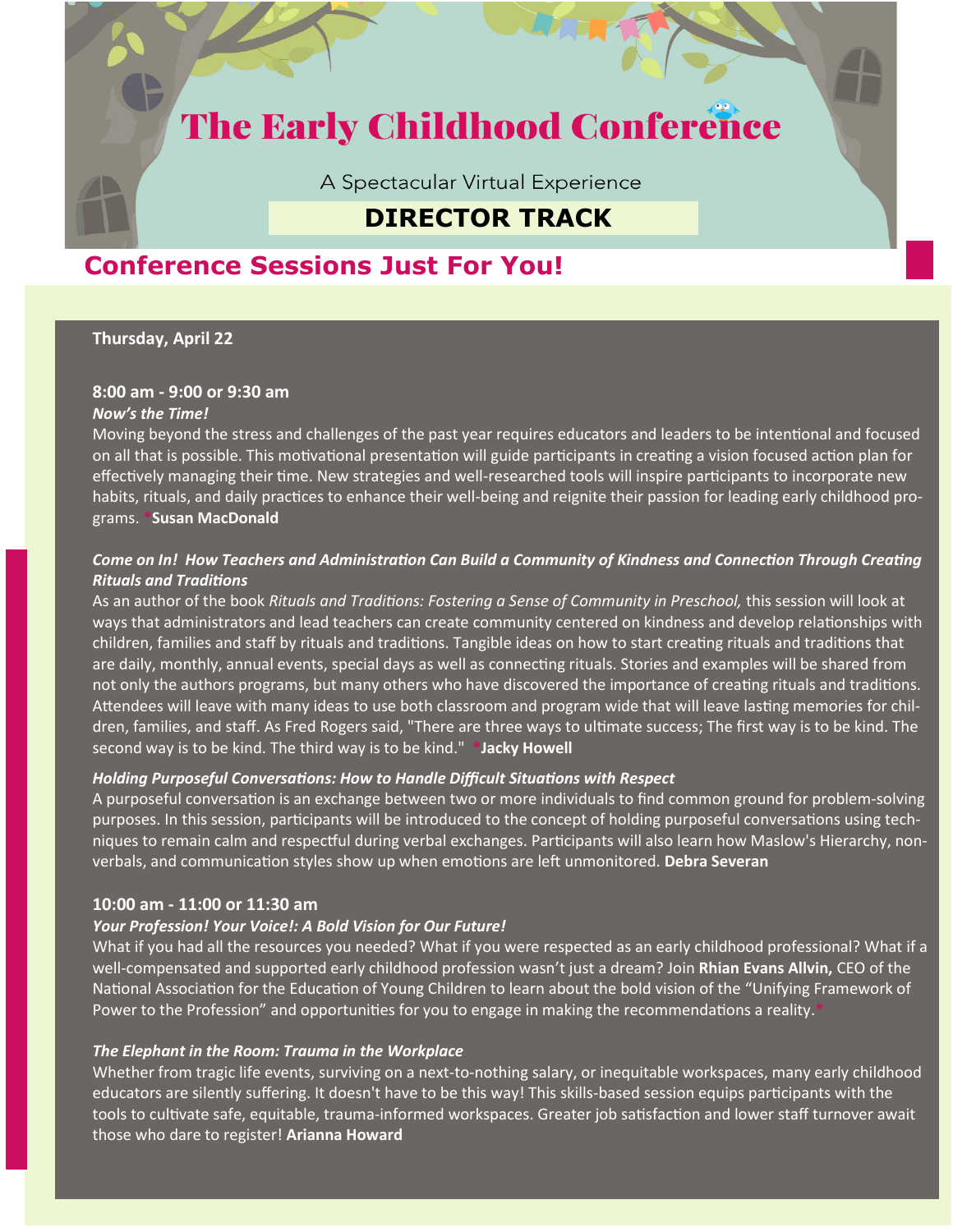# The Early Childhood Conference

A Spectacular Virtual Experience

**DIRECTOR TRACK**

## Conference Sessions Just For You!

**Thursday, April 22**

### 8:00 am - 9:00 or 9:30 am

***Now's the Time!***

Moving beyond the stress and challenges of the past year requires educators and leaders to be intentional and focused on all that is possible. This motivational presentation will guide participants in creating a vision focused action plan for effectively managing their time. New strategies and well-researched tools will inspire participants to incorporate new habits, rituals, and daily practices to enhance their well-being and reignite their passion for leading early childhood programs. ***Susan MacDonald**

***Come on In! How Teachers and Administration Can Build a Community of Kindness and Connection Through Creating Rituals and Traditions***

As an author of the book *Rituals and Traditions: Fostering a Sense of Community in Preschool,* this session will look at ways that administrators and lead teachers can create community centered on kindness and develop relationships with children, families and staff by rituals and traditions. Tangible ideas on how to start creating rituals and traditions that are daily, monthly, annual events, special days as well as connecting rituals. Stories and examples will be shared from not only the authors programs, but many others who have discovered the importance of creating rituals and traditions. Attendees will leave with many ideas to use both classroom and program wide that will leave lasting memories for children, families, and staff. As Fred Rogers said, "There are three ways to ultimate success; The first way is to be kind. The second way is to be kind. The third way is to be kind." ***Jacky Howell**

***Holding Purposeful Conversations: How to Handle Difficult Situations with Respect***

A purposeful conversation is an exchange between two or more individuals to find common ground for problem-solving purposes. In this session, participants will be introduced to the concept of holding purposeful conversations using techniques to remain calm and respectful during verbal exchanges. Participants will also learn how Maslow's Hierarchy, non-verbals, and communication styles show up when emotions are left unmonitored. **Debra Severan**

### 10:00 am - 11:00 or 11:30 am

***Your Profession! Your Voice!: A Bold Vision for Our Future!***

What if you had all the resources you needed? What if you were respected as an early childhood professional? What if a well-compensated and supported early childhood profession wasn't just a dream? Join **Rhian Evans Allvin,** CEO of the National Association for the Education of Young Children to learn about the bold vision of the "Unifying Framework of Power to the Profession" and opportunities for you to engage in making the recommendations a reality.*

***The Elephant in the Room: Trauma in the Workplace***

Whether from tragic life events, surviving on a next-to-nothing salary, or inequitable workspaces, many early childhood educators are silently suffering. It doesn't have to be this way! This skills-based session equips participants with the tools to cultivate safe, equitable, trauma-informed workspaces. Greater job satisfaction and lower staff turnover await those who dare to register! **Arianna Howard**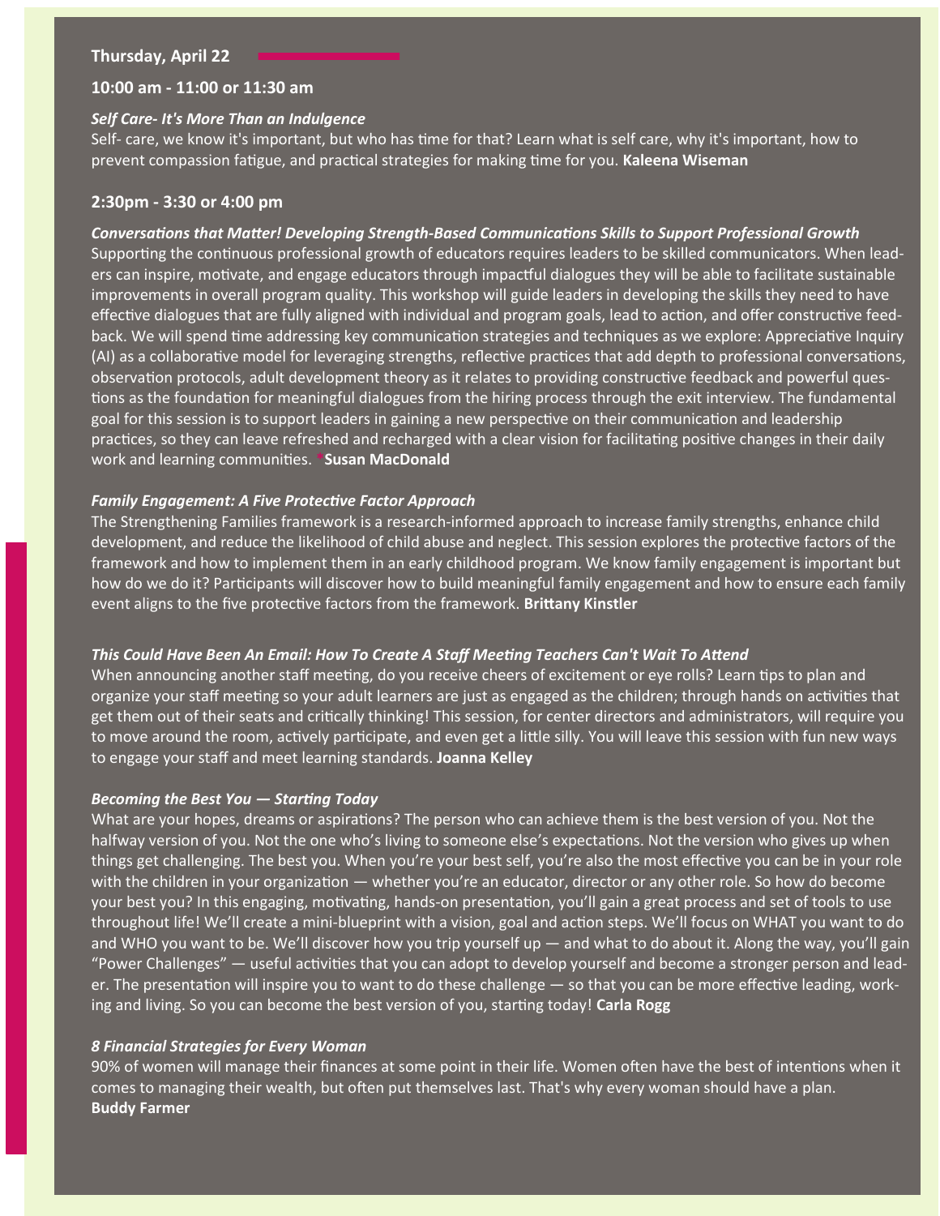**Thursday, April 22**

**10:00 am - 11:00 or 11:30 am**

***Self Care- It's More Than an Indulgence***

Self- care, we know it's important, but who has time for that? Learn what is self care, why it's important, how to prevent compassion fatigue, and practical strategies for making time for you. **Kaleena Wiseman**

**2:30pm - 3:30 or 4:00 pm**

***Conversations that Matter! Developing Strength-Based Communications Skills to Support Professional Growth***

Supporting the continuous professional growth of educators requires leaders to be skilled communicators. When leaders can inspire, motivate, and engage educators through impactful dialogues they will be able to facilitate sustainable improvements in overall program quality. This workshop will guide leaders in developing the skills they need to have effective dialogues that are fully aligned with individual and program goals, lead to action, and offer constructive feedback. We will spend time addressing key communication strategies and techniques as we explore: Appreciative Inquiry (AI) as a collaborative model for leveraging strengths, reflective practices that add depth to professional conversations, observation protocols, adult development theory as it relates to providing constructive feedback and powerful questions as the foundation for meaningful dialogues from the hiring process through the exit interview. The fundamental goal for this session is to support leaders in gaining a new perspective on their communication and leadership practices, so they can leave refreshed and recharged with a clear vision for facilitating positive changes in their daily work and learning communities. ***Susan MacDonald**

***Family Engagement: A Five Protective Factor Approach***

The Strengthening Families framework is a research-informed approach to increase family strengths, enhance child development, and reduce the likelihood of child abuse and neglect. This session explores the protective factors of the framework and how to implement them in an early childhood program. We know family engagement is important but how do we do it? Participants will discover how to build meaningful family engagement and how to ensure each family event aligns to the five protective factors from the framework. **Brittany Kinstler**

***This Could Have Been An Email: How To Create A Staff Meeting Teachers Can't Wait To Attend***

When announcing another staff meeting, do you receive cheers of excitement or eye rolls? Learn tips to plan and organize your staff meeting so your adult learners are just as engaged as the children; through hands on activities that get them out of their seats and critically thinking! This session, for center directors and administrators, will require you to move around the room, actively participate, and even get a little silly. You will leave this session with fun new ways to engage your staff and meet learning standards. **Joanna Kelley**

***Becoming the Best You — Starting Today***

What are your hopes, dreams or aspirations? The person who can achieve them is the best version of you. Not the halfway version of you. Not the one who's living to someone else's expectations. Not the version who gives up when things get challenging. The best you. When you're your best self, you're also the most effective you can be in your role with the children in your organization — whether you're an educator, director or any other role. So how do become your best you? In this engaging, motivating, hands-on presentation, you'll gain a great process and set of tools to use throughout life! We'll create a mini-blueprint with a vision, goal and action steps. We'll focus on WHAT you want to do and WHO you want to be. We'll discover how you trip yourself up — and what to do about it. Along the way, you'll gain "Power Challenges" — useful activities that you can adopt to develop yourself and become a stronger person and leader. The presentation will inspire you to want to do these challenge — so that you can be more effective leading, working and living. So you can become the best version of you, starting today! **Carla Rogg**

***8 Financial Strategies for Every Woman***

90% of women will manage their finances at some point in their life. Women often have the best of intentions when it comes to managing their wealth, but often put themselves last. That's why every woman should have a plan. **Buddy Farmer**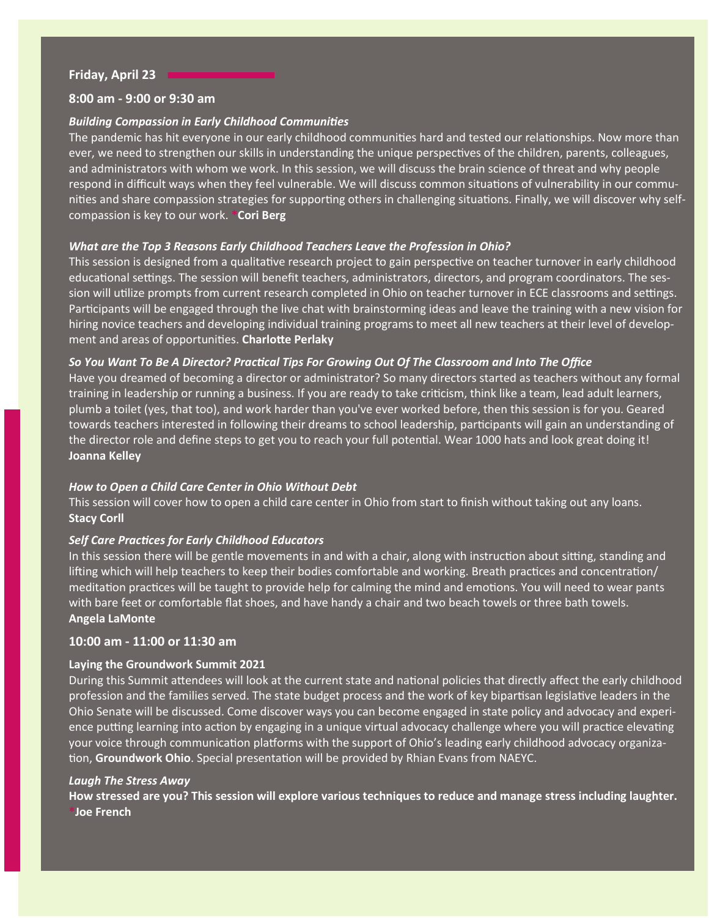## Friday, April 23

### 8:00 am - 9:00 or 9:30 am

***Building Compassion in Early Childhood Communities***

The pandemic has hit everyone in our early childhood communities hard and tested our relationships. Now more than ever, we need to strengthen our skills in understanding the unique perspectives of the children, parents, colleagues, and administrators with whom we work. In this session, we will discuss the brain science of threat and why people respond in difficult ways when they feel vulnerable. We will discuss common situations of vulnerability in our communities and share compassion strategies for supporting others in challenging situations. Finally, we will discover why self-compassion is key to our work. ***Cori Berg**

***What are the Top 3 Reasons Early Childhood Teachers Leave the Profession in Ohio?***

This session is designed from a qualitative research project to gain perspective on teacher turnover in early childhood educational settings. The session will benefit teachers, administrators, directors, and program coordinators. The session will utilize prompts from current research completed in Ohio on teacher turnover in ECE classrooms and settings. Participants will be engaged through the live chat with brainstorming ideas and leave the training with a new vision for hiring novice teachers and developing individual training programs to meet all new teachers at their level of development and areas of opportunities. **Charlotte Perlaky**

***So You Want To Be A Director? Practical Tips For Growing Out Of The Classroom and Into The Office***

Have you dreamed of becoming a director or administrator? So many directors started as teachers without any formal training in leadership or running a business. If you are ready to take criticism, think like a team, lead adult learners, plumb a toilet (yes, that too), and work harder than you've ever worked before, then this session is for you. Geared towards teachers interested in following their dreams to school leadership, participants will gain an understanding of the director role and define steps to get you to reach your full potential. Wear 1000 hats and look great doing it!
**Joanna Kelley**

***How to Open a Child Care Center in Ohio Without Debt***

This session will cover how to open a child care center in Ohio from start to finish without taking out any loans.
**Stacy Corll**

***Self Care Practices for Early Childhood Educators***

In this session there will be gentle movements in and with a chair, along with instruction about sitting, standing and lifting which will help teachers to keep their bodies comfortable and working. Breath practices and concentration/meditation practices will be taught to provide help for calming the mind and emotions. You will need to wear pants with bare feet or comfortable flat shoes, and have handy a chair and two beach towels or three bath towels.
**Angela LaMonte**

### 10:00 am - 11:00 or 11:30 am

**Laying the Groundwork Summit 2021**

During this Summit attendees will look at the current state and national policies that directly affect the early childhood profession and the families served. The state budget process and the work of key bipartisan legislative leaders in the Ohio Senate will be discussed. Come discover ways you can become engaged in state policy and advocacy and experience putting learning into action by engaging in a unique virtual advocacy challenge where you will practice elevating your voice through communication platforms with the support of Ohio's leading early childhood advocacy organization, **Groundwork Ohio**. Special presentation will be provided by Rhian Evans from NAEYC.

***Laugh The Stress Away***

**How stressed are you? This session will explore various techniques to reduce and manage stress including laughter.**
***Joe French**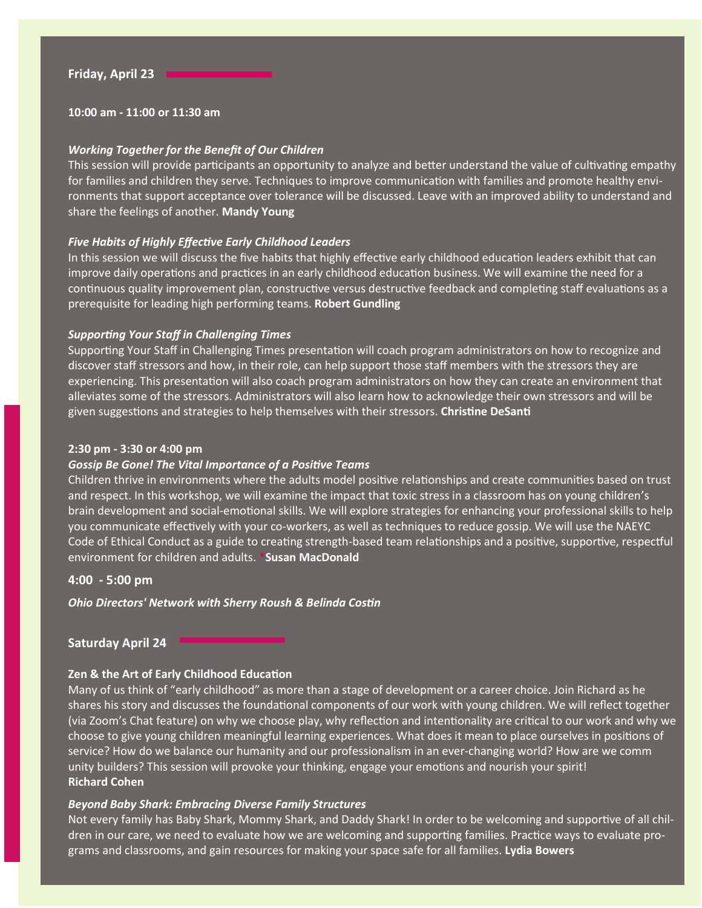## Friday, April 23

**10:00 am - 11:00 or 11:30 am**

***Working Together for the Benefit of Our Children***

This session will provide participants an opportunity to analyze and better understand the value of cultivating empathy for families and children they serve. Techniques to improve communication with families and promote healthy environments that support acceptance over tolerance will be discussed. Leave with an improved ability to understand and share the feelings of another. **Mandy Young**

***Five Habits of Highly Effective Early Childhood Leaders***

In this session we will discuss the five habits that highly effective early childhood education leaders exhibit that can improve daily operations and practices in an early childhood education business. We will examine the need for a continuous quality improvement plan, constructive versus destructive feedback and completing staff evaluations as a prerequisite for leading high performing teams. **Robert Gundling**

***Supporting Your Staff in Challenging Times***

Supporting Your Staff in Challenging Times presentation will coach program administrators on how to recognize and discover staff stressors and how, in their role, can help support those staff members with the stressors they are experiencing. This presentation will also coach program administrators on how they can create an environment that alleviates some of the stressors. Administrators will also learn how to acknowledge their own stressors and will be given suggestions and strategies to help themselves with their stressors. **Christine DeSanti**

**2:30 pm - 3:30 or 4:00 pm**

***Gossip Be Gone! The Vital Importance of a Positive Teams***

Children thrive in environments where the adults model positive relationships and create communities based on trust and respect. In this workshop, we will examine the impact that toxic stress in a classroom has on young children's brain development and social-emotional skills. We will explore strategies for enhancing your professional skills to help you communicate effectively with your co-workers, as well as techniques to reduce gossip. We will use the NAEYC Code of Ethical Conduct as a guide to creating strength-based team relationships and a positive, supportive, respectful environment for children and adults. ***Susan MacDonald**

**4:00 - 5:00 pm**

***Ohio Directors' Network with Sherry Roush & Belinda Costin***

## Saturday April 24

**Zen & the Art of Early Childhood Education**

Many of us think of "early childhood" as more than a stage of development or a career choice. Join Richard as he shares his story and discusses the foundational components of our work with young children. We will reflect together (via Zoom's Chat feature) on why we choose play, why reflection and intentionality are critical to our work and why we choose to give young children meaningful learning experiences. What does it mean to place ourselves in positions of service? How do we balance our humanity and our professionalism in an ever-changing world? How are we comm unity builders? This session will provoke your thinking, engage your emotions and nourish your spirit!
**Richard Cohen**

***Beyond Baby Shark: Embracing Diverse Family Structures***

Not every family has Baby Shark, Mommy Shark, and Daddy Shark! In order to be welcoming and supportive of all children in our care, we need to evaluate how we are welcoming and supporting families. Practice ways to evaluate programs and classrooms, and gain resources for making your space safe for all families. **Lydia Bowers**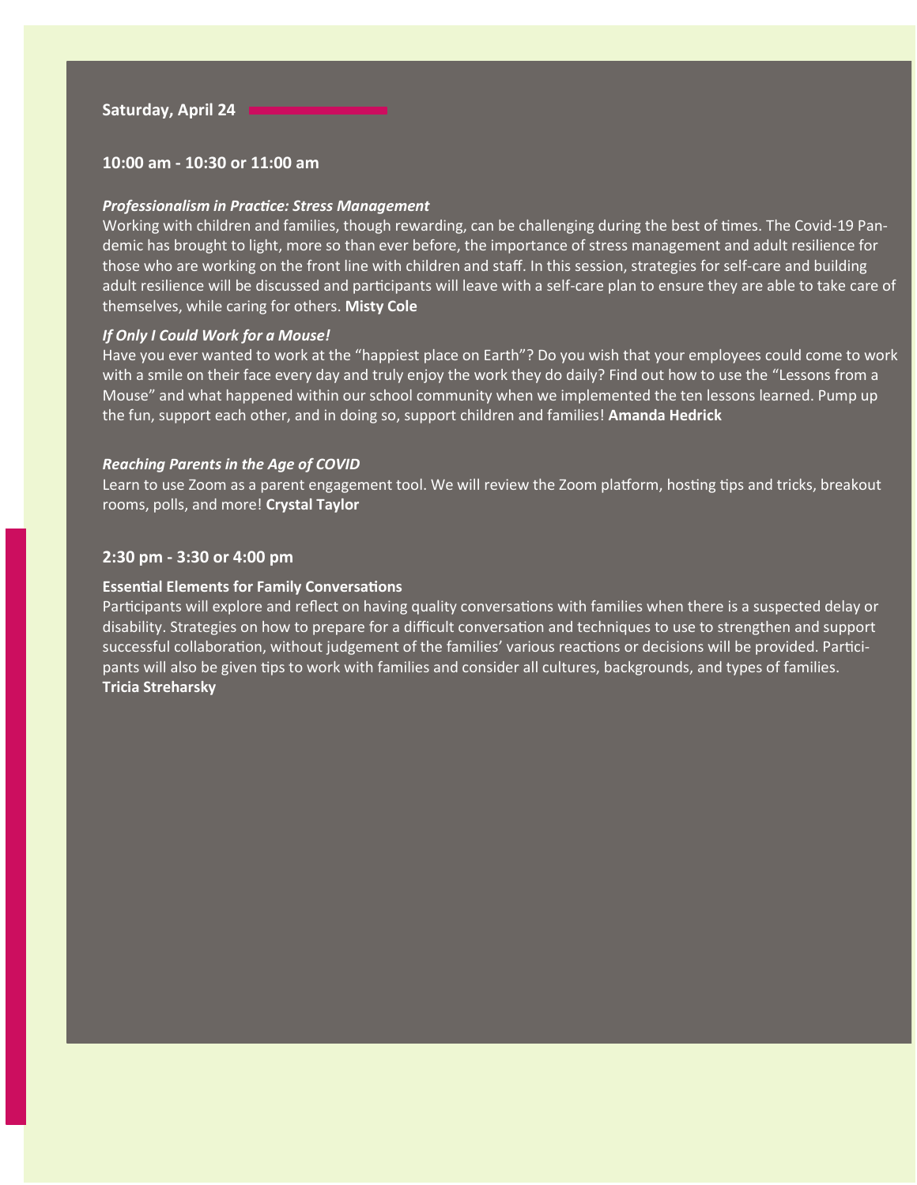**Saturday, April 24**

**10:00 am - 10:30 or 11:00 am**

***Professionalism in Practice: Stress Management***

Working with children and families, though rewarding, can be challenging during the best of times. The Covid-19 Pandemic has brought to light, more so than ever before, the importance of stress management and adult resilience for those who are working on the front line with children and staff. In this session, strategies for self-care and building adult resilience will be discussed and participants will leave with a self-care plan to ensure they are able to take care of themselves, while caring for others. **Misty Cole**

***If Only I Could Work for a Mouse!***

Have you ever wanted to work at the "happiest place on Earth"? Do you wish that your employees could come to work with a smile on their face every day and truly enjoy the work they do daily? Find out how to use the "Lessons from a Mouse" and what happened within our school community when we implemented the ten lessons learned. Pump up the fun, support each other, and in doing so, support children and families! **Amanda Hedrick**

***Reaching Parents in the Age of COVID***

Learn to use Zoom as a parent engagement tool. We will review the Zoom platform, hosting tips and tricks, breakout rooms, polls, and more! **Crystal Taylor**

**2:30 pm - 3:30 or 4:00 pm**

**Essential Elements for Family Conversations**

Participants will explore and reflect on having quality conversations with families when there is a suspected delay or disability. Strategies on how to prepare for a difficult conversation and techniques to use to strengthen and support successful collaboration, without judgement of the families' various reactions or decisions will be provided. Participants will also be given tips to work with families and consider all cultures, backgrounds, and types of families. **Tricia Streharsky**